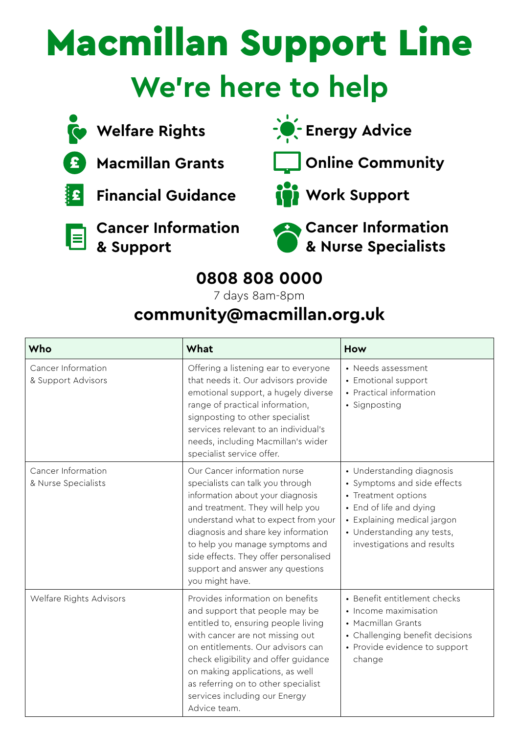# Macmillan Support Line

## We're here to help

- **Welfare Rights**
- **Macmillan Grants**
- **Financial Guidance**
- **Cancer Information & Support**
- **Energy Advice**
- **Online Community**
- **Work Support**
- **Cancer Information & Nurse Specialists**

### 0808 808 0000

7 days 8am-8pm

### community@macmillan.org.uk

| Who | What | How |
|---|---|---|
| Cancer Information & Support Advisors | Offering a listening ear to everyone that needs it. Our advisors provide emotional support, a hugely diverse range of practical information, signposting to other specialist services relevant to an individual's needs, including Macmillan's wider specialist service offer. | • Needs assessment<br>• Emotional support<br>• Practical information<br>• Signposting |
| Cancer Information & Nurse Specialists | Our Cancer information nurse specialists can talk you through information about your diagnosis and treatment. They will help you understand what to expect from your diagnosis and share key information to help you manage symptoms and side effects. They offer personalised support and answer any questions you might have. | • Understanding diagnosis<br>• Symptoms and side effects<br>• Treatment options<br>• End of life and dying<br>• Explaining medical jargon<br>• Understanding any tests, investigations and results |
| Welfare Rights Advisors | Provides information on benefits and support that people may be entitled to, ensuring people living with cancer are not missing out on entitlements. Our advisors can check eligibility and offer guidance on making applications, as well as referring on to other specialist services including our Energy Advice team. | • Benefit entitlement checks<br>• Income maximisation<br>• Macmillan Grants<br>• Challenging benefit decisions<br>• Provide evidence to support change |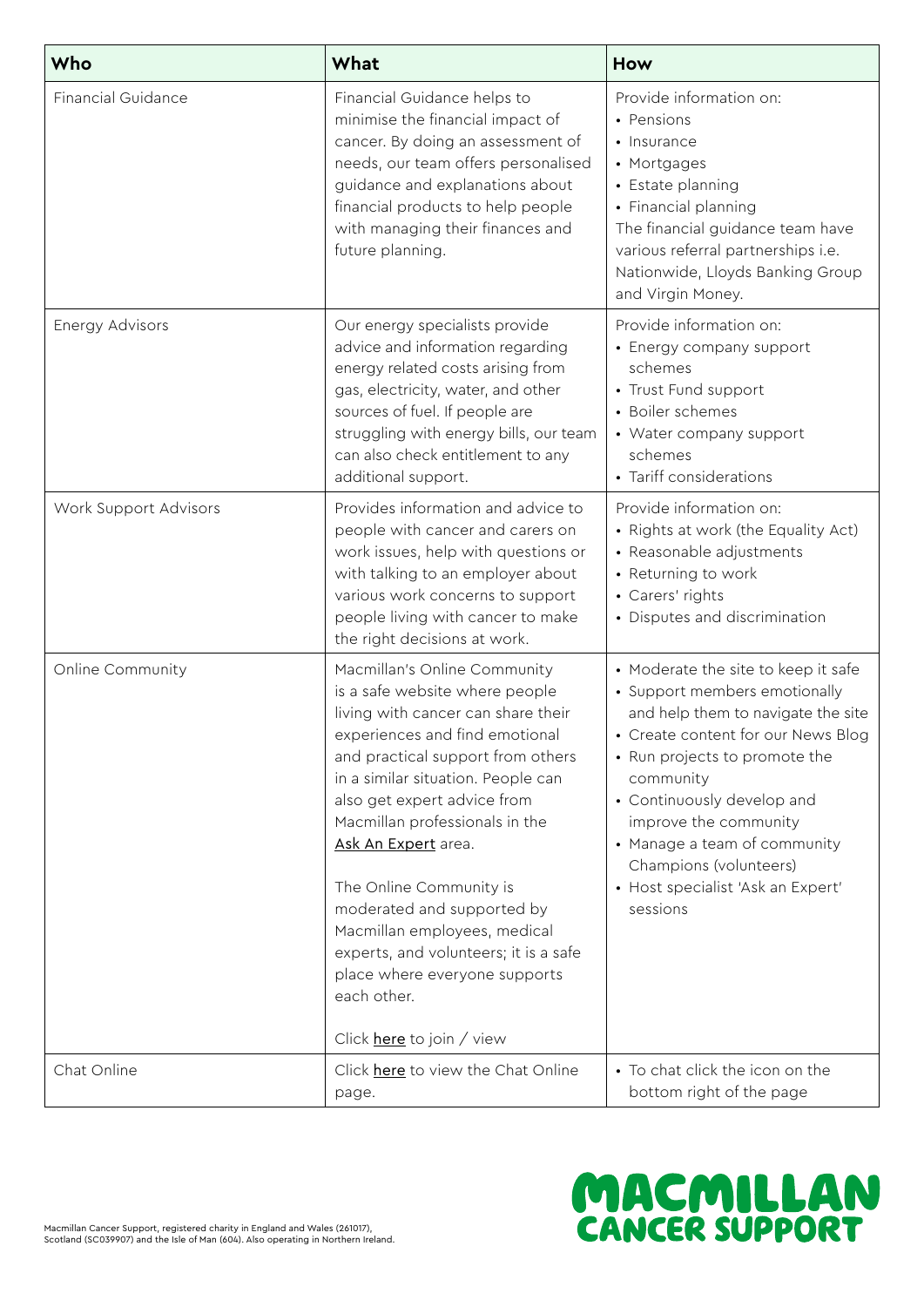| Who | What | How |
|---|---|---|
| Financial Guidance | Financial Guidance helps to minimise the financial impact of cancer. By doing an assessment of needs, our team offers personalised guidance and explanations about financial products to help people with managing their finances and future planning. | Provide information on:<br>• Pensions<br>• Insurance<br>• Mortgages<br>• Estate planning<br>• Financial planning<br>The financial guidance team have various referral partnerships i.e. Nationwide, Lloyds Banking Group and Virgin Money. |
| Energy Advisors | Our energy specialists provide advice and information regarding energy related costs arising from gas, electricity, water, and other sources of fuel. If people are struggling with energy bills, our team can also check entitlement to any additional support. | Provide information on:<br>• Energy company support schemes<br>• Trust Fund support<br>• Boiler schemes<br>• Water company support schemes<br>• Tariff considerations |
| Work Support Advisors | Provides information and advice to people with cancer and carers on work issues, help with questions or with talking to an employer about various work concerns to support people living with cancer to make the right decisions at work. | Provide information on:<br>• Rights at work (the Equality Act)<br>• Reasonable adjustments<br>• Returning to work<br>• Carers' rights<br>• Disputes and discrimination |
| Online Community | Macmillan's Online Community is a safe website where people living with cancer can share their experiences and find emotional and practical support from others in a similar situation. People can also get expert advice from Macmillan professionals in the Ask An Expert area.<br><br>The Online Community is moderated and supported by Macmillan employees, medical experts, and volunteers; it is a safe place where everyone supports each other.<br><br>Click here to join / view | • Moderate the site to keep it safe<br>• Support members emotionally and help them to navigate the site<br>• Create content for our News Blog<br>• Run projects to promote the community<br>• Continuously develop and improve the community<br>• Manage a team of community Champions (volunteers)<br>• Host specialist 'Ask an Expert' sessions |
| Chat Online | Click here to view the Chat Online page. | • To chat click the icon on the bottom right of the page |

Macmillan Cancer Support, registered charity in England and Wales (261017), Scotland (SC039907) and the Isle of Man (604). Also operating in Northern Ireland.

MACMILLAN CANCER SUPPORT